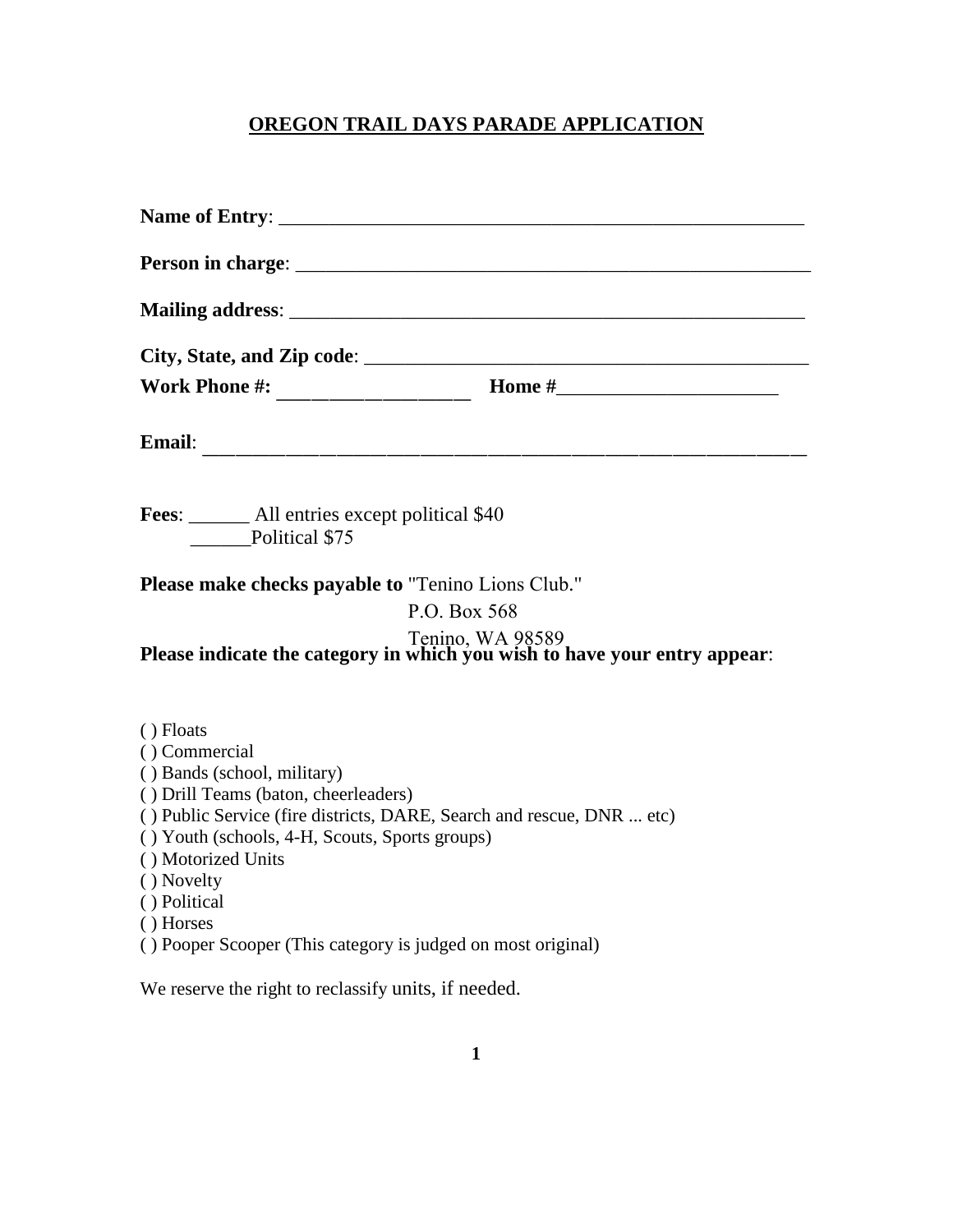# OREGON TRAIL DAYS PARADE APPLICATION

**Name of Entry**: ______________________________________________________

**Person in charge**: ____________________________________________________

**Mailing address**: _____________________________________________________

**City, State, and Zip code**: _____________________________________________

**Work Phone #:** ___________________ **Home #**______________________

**Email**: ___________________________________________________________

**Fees**: ______ All entries except political $40
______Political $75

**Please make checks payable to** "Tenino Lions Club."
P.O. Box 568
Tenino, WA 98589

**Please indicate the category in which you wish to have your entry appear**:

( ) Floats
( ) Commercial
( ) Bands (school, military)
( ) Drill Teams (baton, cheerleaders)
( ) Public Service (fire districts, DARE, Search and rescue, DNR ... etc)
( ) Youth (schools, 4-H, Scouts, Sports groups)
( ) Motorized Units
( ) Novelty
( ) Political
( ) Horses
( ) Pooper Scooper (This category is judged on most original)

We reserve the right to reclassify units, if needed.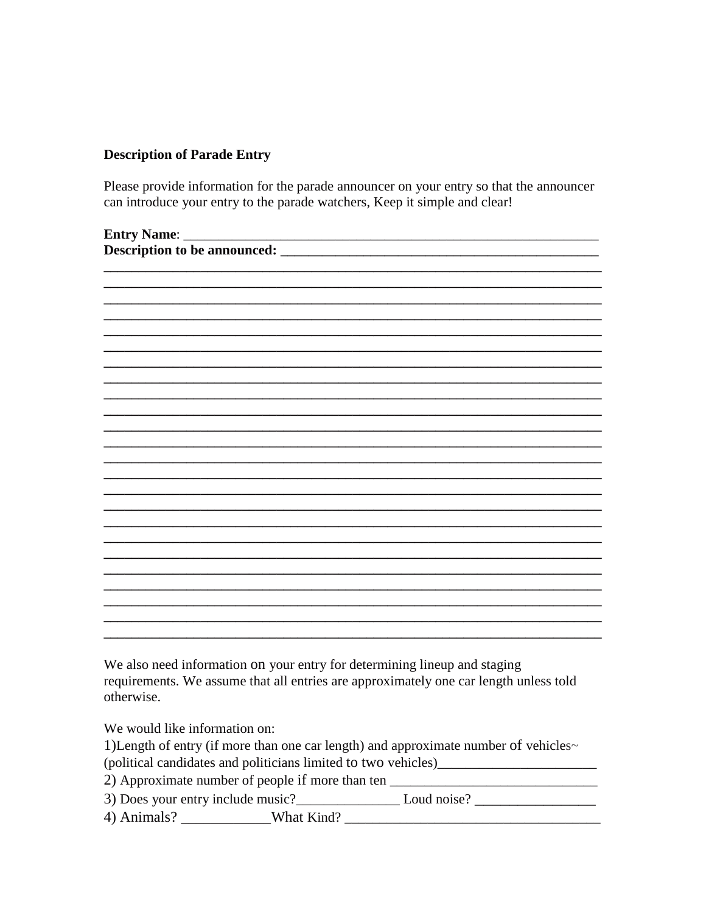**Description of Parade Entry**

Please provide information for the parade announcer on your entry so that the announcer can introduce your entry to the parade watchers, Keep it simple and clear!

**Entry Name**: ________________________________________________________________

**Description to be announced: ____________________________________________**

**________________________________________________________________________**

**________________________________________________________________________**

**________________________________________________________________________**

**________________________________________________________________________**

**________________________________________________________________________**

**________________________________________________________________________**

**________________________________________________________________________**

**________________________________________________________________________**

**________________________________________________________________________**

**________________________________________________________________________**

**________________________________________________________________________**

**________________________________________________________________________**

**________________________________________________________________________**

**________________________________________________________________________**

**________________________________________________________________________**

**________________________________________________________________________**

**________________________________________________________________________**

**________________________________________________________________________**

**________________________________________________________________________**

**________________________________________________________________________**

**________________________________________________________________________**

**________________________________________________________________________**

We also need information on your entry for determining lineup and staging requirements. We assume that all entries are approximately one car length unless told otherwise.

We would like information on:

1)Length of entry (if more than one car length) and approximate number of vehicles~ (political candidates and politicians limited to two vehicles)________________________

2) Approximate number of people if more than ten ______________________________

3) Does your entry include music?_______________ Loud noise? _________________

4) Animals? _____________What Kind? _____________________________________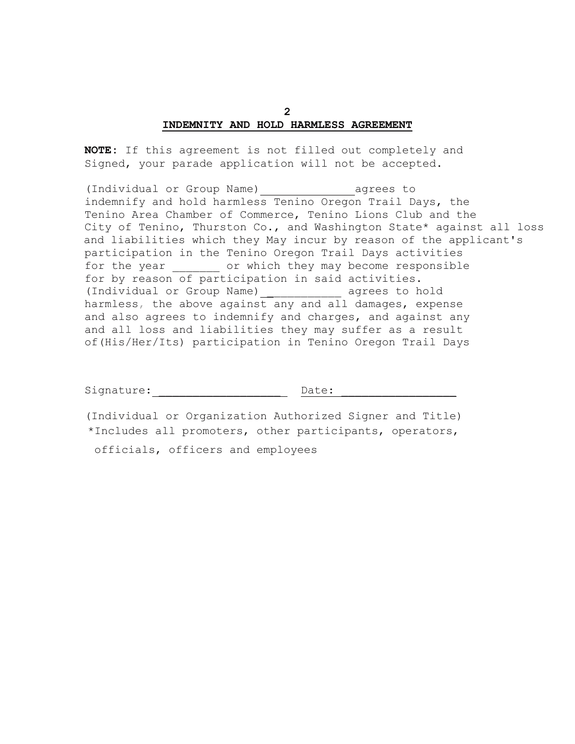## INDEMNITY AND HOLD HARMLESS AGREEMENT

**NOTE**: If this agreement is not filled out completely and Signed, your parade application will not be accepted.

(Individual or Group Name)_____________agrees to indemnify and hold harmless Tenino Oregon Trail Days, the Tenino Area Chamber of Commerce, Tenino Lions Club and the City of Tenino, Thurston Co., and Washington State* against all loss and liabilities which they May incur by reason of the applicant's participation in the Tenino Oregon Trail Days activities for the year _______ or which they may become responsible for by reason of participation in said activities. (Individual or Group Name)___________ agrees to hold harmless, the above against any and all damages, expense and also agrees to indemnify and charges, and against any and all loss and liabilities they may suffer as a result of(His/Her/Its) participation in Tenino Oregon Trail Days

Signature:___________________ Date: _________________

(Individual or Organization Authorized Signer and Title)

*Includes all promoters, other participants, operators, officials, officers and employees